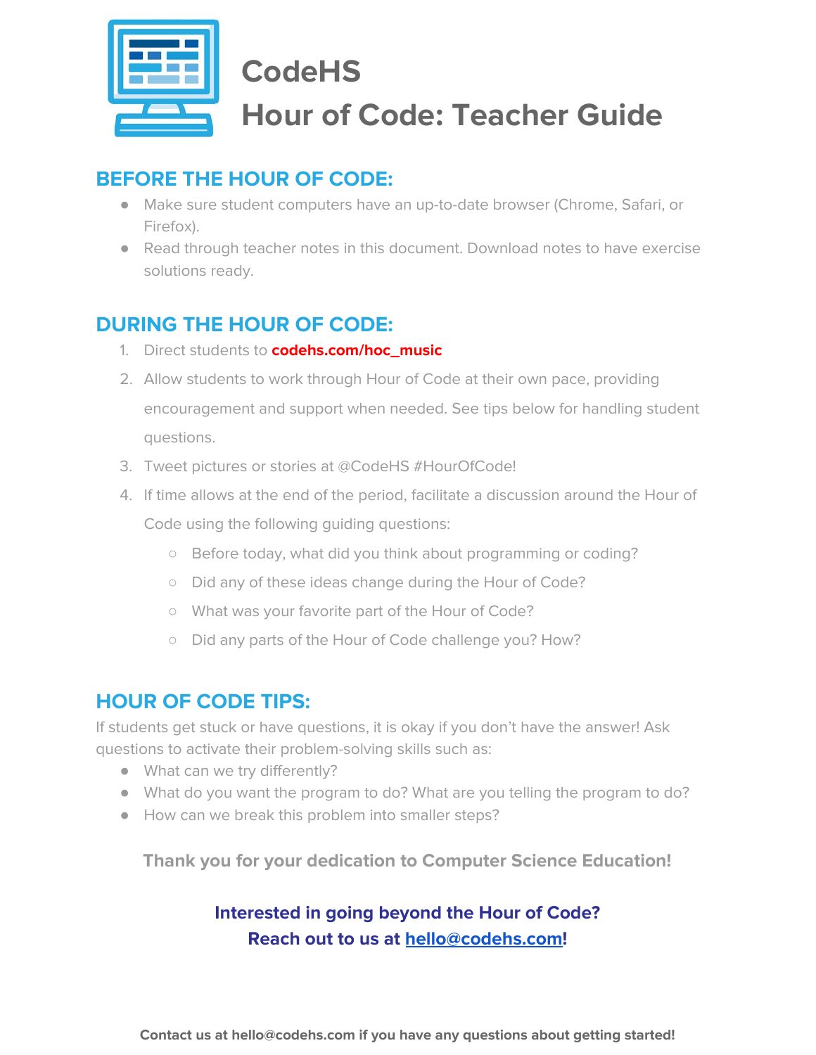# CodeHS
# Hour of Code: Teacher Guide

## BEFORE THE HOUR OF CODE:

- Make sure student computers have an up-to-date browser (Chrome, Safari, or Firefox).
- Read through teacher notes in this document. Download notes to have exercise solutions ready.

## DURING THE HOUR OF CODE:

1. Direct students to **codehs.com/hoc_music**
2. Allow students to work through Hour of Code at their own pace, providing encouragement and support when needed. See tips below for handling student questions.
3. Tweet pictures or stories at @CodeHS #HourOfCode!
4. If time allows at the end of the period, facilitate a discussion around the Hour of Code using the following guiding questions:
   - Before today, what did you think about programming or coding?
   - Did any of these ideas change during the Hour of Code?
   - What was your favorite part of the Hour of Code?
   - Did any parts of the Hour of Code challenge you? How?

## HOUR OF CODE TIPS:

If students get stuck or have questions, it is okay if you don't have the answer! Ask questions to activate their problem-solving skills such as:

- What can we try differently?
- What do you want the program to do? What are you telling the program to do?
- How can we break this problem into smaller steps?

**Thank you for your dedication to Computer Science Education!**

**Interested in going beyond the Hour of Code?**
**Reach out to us at hello@codehs.com!**

**Contact us at hello@codehs.com if you have any questions about getting started!**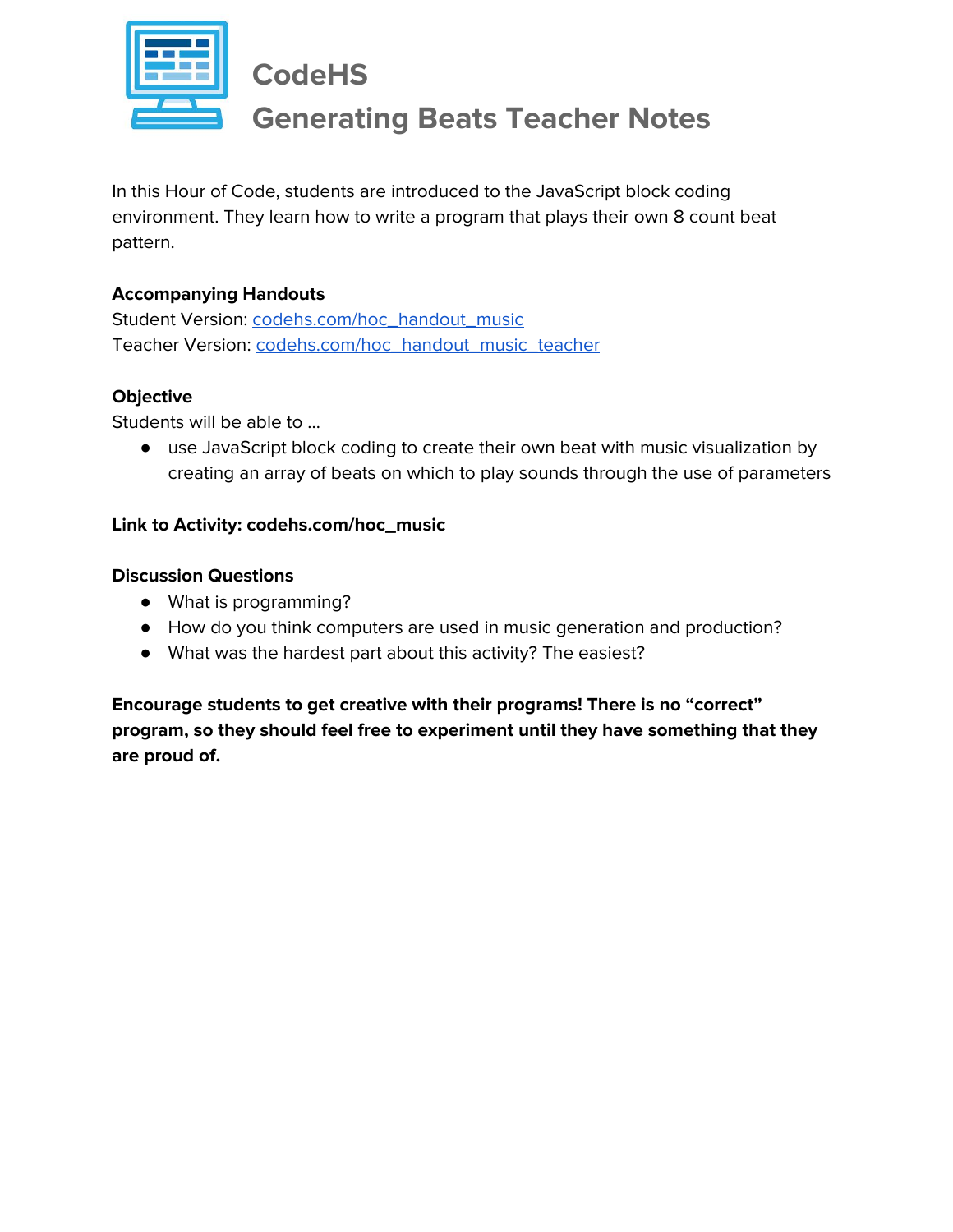# CodeHS
# Generating Beats Teacher Notes

In this Hour of Code, students are introduced to the JavaScript block coding environment. They learn how to write a program that plays their own 8 count beat pattern.

**Accompanying Handouts**
Student Version: codehs.com/hoc_handout_music
Teacher Version: codehs.com/hoc_handout_music_teacher

**Objective**
Students will be able to …

- use JavaScript block coding to create their own beat with music visualization by creating an array of beats on which to play sounds through the use of parameters

**Link to Activity: codehs.com/hoc_music**

**Discussion Questions**

- What is programming?
- How do you think computers are used in music generation and production?
- What was the hardest part about this activity? The easiest?

**Encourage students to get creative with their programs! There is no "correct" program, so they should feel free to experiment until they have something that they are proud of.**